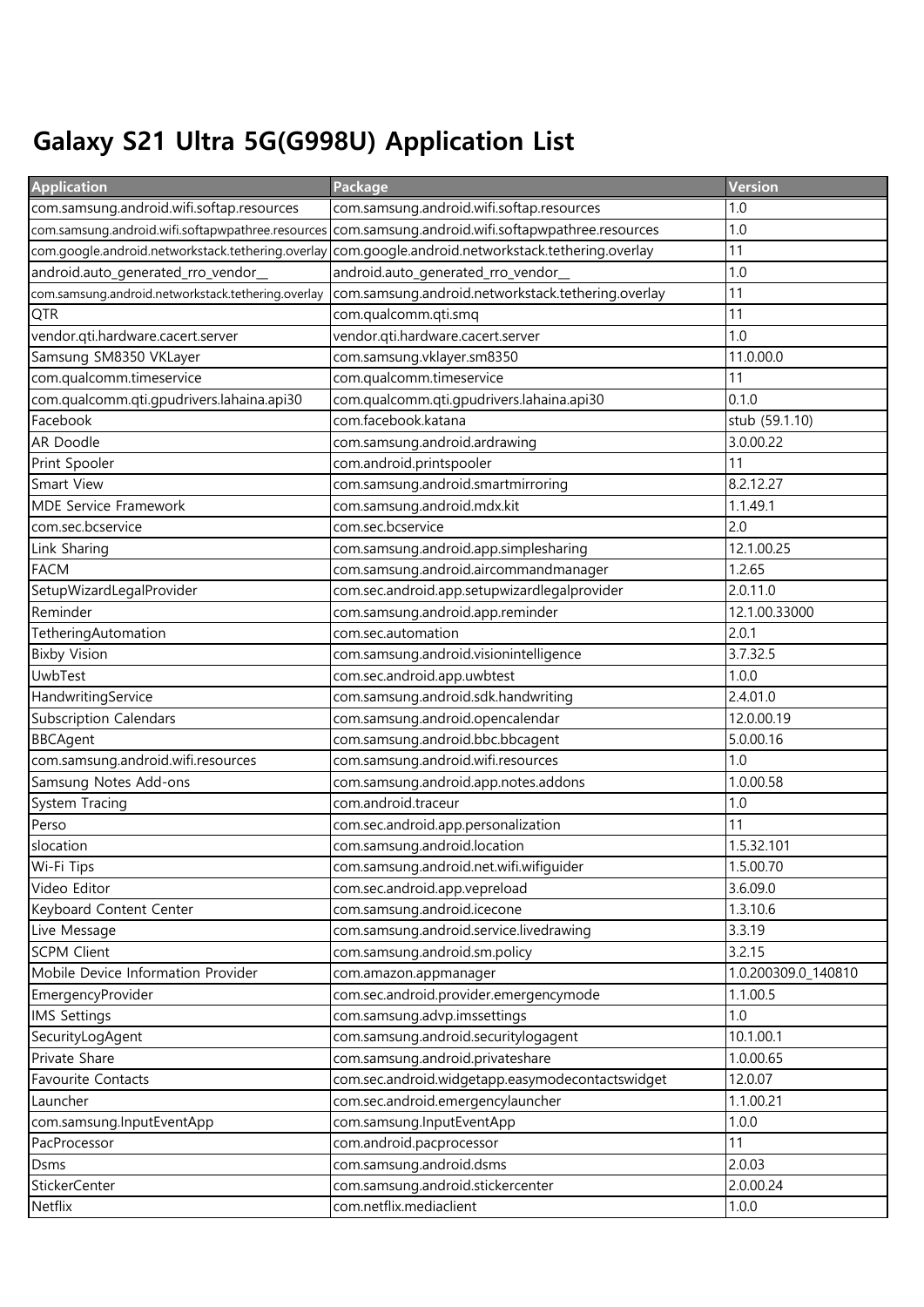# Galaxy S21 Ultra 5G(G998U) Application List

| Application | Package | Version |
|---|---|---|
| com.samsung.android.wifi.softap.resources | com.samsung.android.wifi.softap.resources | 1.0 |
| com.samsung.android.wifi.softapwpathree.resources | com.samsung.android.wifi.softapwpathree.resources | 1.0 |
| com.google.android.networkstack.tethering.overlay | com.google.android.networkstack.tethering.overlay | 11 |
| android.auto_generated_rro_vendor__ | android.auto_generated_rro_vendor__ | 1.0 |
| com.samsung.android.networkstack.tethering.overlay | com.samsung.android.networkstack.tethering.overlay | 11 |
| QTR | com.qualcomm.qti.smq | 11 |
| vendor.qti.hardware.cacert.server | vendor.qti.hardware.cacert.server | 1.0 |
| Samsung SM8350 VKLayer | com.samsung.vklayer.sm8350 | 11.0.00.0 |
| com.qualcomm.timeservice | com.qualcomm.timeservice | 11 |
| com.qualcomm.qti.gpudrivers.lahaina.api30 | com.qualcomm.qti.gpudrivers.lahaina.api30 | 0.1.0 |
| Facebook | com.facebook.katana | stub (59.1.10) |
| AR Doodle | com.samsung.android.ardrawing | 3.0.00.22 |
| Print Spooler | com.android.printspooler | 11 |
| Smart View | com.samsung.android.smartmirroring | 8.2.12.27 |
| MDE Service Framework | com.samsung.android.mdx.kit | 1.1.49.1 |
| com.sec.bcservice | com.sec.bcservice | 2.0 |
| Link Sharing | com.samsung.android.app.simplesharing | 12.1.00.25 |
| FACM | com.samsung.android.aircommandmanager | 1.2.65 |
| SetupWizardLegalProvider | com.sec.android.app.setupwizardlegalprovider | 2.0.11.0 |
| Reminder | com.samsung.android.app.reminder | 12.1.00.33000 |
| TetheringAutomation | com.sec.automation | 2.0.1 |
| Bixby Vision | com.samsung.android.visionintelligence | 3.7.32.5 |
| UwbTest | com.sec.android.app.uwbtest | 1.0.0 |
| HandwritingService | com.samsung.android.sdk.handwriting | 2.4.01.0 |
| Subscription Calendars | com.samsung.android.opencalendar | 12.0.00.19 |
| BBCAgent | com.samsung.android.bbc.bbcagent | 5.0.00.16 |
| com.samsung.android.wifi.resources | com.samsung.android.wifi.resources | 1.0 |
| Samsung Notes Add-ons | com.samsung.android.app.notes.addons | 1.0.00.58 |
| System Tracing | com.android.traceur | 1.0 |
| Perso | com.sec.android.app.personalization | 11 |
| slocation | com.samsung.android.location | 1.5.32.101 |
| Wi-Fi Tips | com.samsung.android.net.wifi.wifiguider | 1.5.00.70 |
| Video Editor | com.sec.android.app.vepreload | 3.6.09.0 |
| Keyboard Content Center | com.samsung.android.icecone | 1.3.10.6 |
| Live Message | com.samsung.android.service.livedrawing | 3.3.19 |
| SCPM Client | com.samsung.android.sm.policy | 3.2.15 |
| Mobile Device Information Provider | com.amazon.appmanager | 1.0.200309.0_140810 |
| EmergencyProvider | com.sec.android.provider.emergencymode | 1.1.00.5 |
| IMS Settings | com.samsung.advp.imssettings | 1.0 |
| SecurityLogAgent | com.samsung.android.securitylogagent | 10.1.00.1 |
| Private Share | com.samsung.android.privateshare | 1.0.00.65 |
| Favourite Contacts | com.sec.android.widgetapp.easymodecontactswidget | 12.0.07 |
| Launcher | com.sec.android.emergencylauncher | 1.1.00.21 |
| com.samsung.InputEventApp | com.samsung.InputEventApp | 1.0.0 |
| PacProcessor | com.android.pacprocessor | 11 |
| Dsms | com.samsung.android.dsms | 2.0.03 |
| StickerCenter | com.samsung.android.stickercenter | 2.0.00.24 |
| Netflix | com.netflix.mediaclient | 1.0.0 |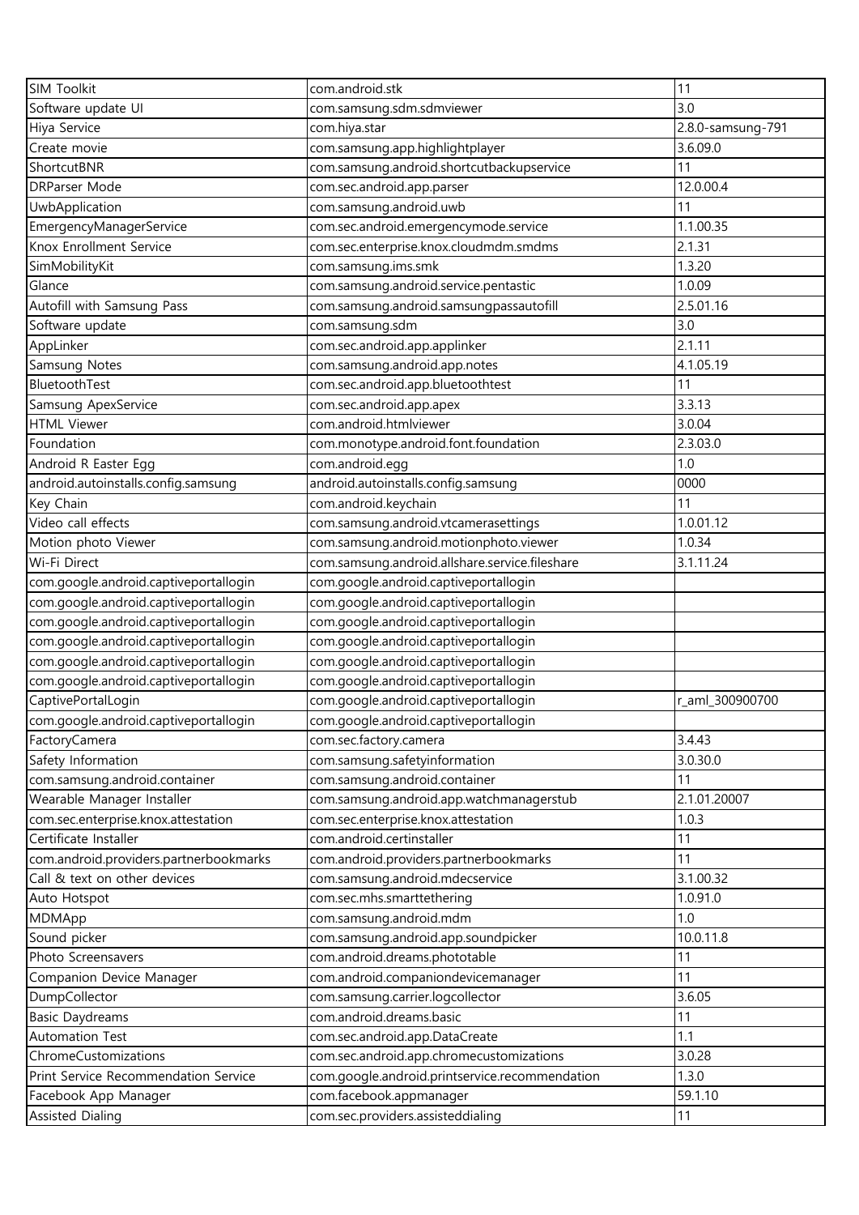| SIM Toolkit | com.android.stk | 11 |
|---|---|---|
| Software update UI | com.samsung.sdm.sdmviewer | 3.0 |
| Hiya Service | com.hiya.star | 2.8.0-samsung-791 |
| Create movie | com.samsung.app.highlightplayer | 3.6.09.0 |
| ShortcutBNR | com.samsung.android.shortcutbackupservice | 11 |
| DRParser Mode | com.sec.android.app.parser | 12.0.00.4 |
| UwbApplication | com.samsung.android.uwb | 11 |
| EmergencyManagerService | com.sec.android.emergencymode.service | 1.1.00.35 |
| Knox Enrollment Service | com.sec.enterprise.knox.cloudmdm.smdms | 2.1.31 |
| SimMobilityKit | com.samsung.ims.smk | 1.3.20 |
| Glance | com.samsung.android.service.pentastic | 1.0.09 |
| Autofill with Samsung Pass | com.samsung.android.samsungpassautofill | 2.5.01.16 |
| Software update | com.samsung.sdm | 3.0 |
| AppLinker | com.sec.android.app.applinker | 2.1.11 |
| Samsung Notes | com.samsung.android.app.notes | 4.1.05.19 |
| BluetoothTest | com.sec.android.app.bluetoothtest | 11 |
| Samsung ApexService | com.sec.android.app.apex | 3.3.13 |
| HTML Viewer | com.android.htmlviewer | 3.0.04 |
| Foundation | com.monotype.android.font.foundation | 2.3.03.0 |
| Android R Easter Egg | com.android.egg | 1.0 |
| android.autoinstalls.config.samsung | android.autoinstalls.config.samsung | 0000 |
| Key Chain | com.android.keychain | 11 |
| Video call effects | com.samsung.android.vtcamerasettings | 1.0.01.12 |
| Motion photo Viewer | com.samsung.android.motionphoto.viewer | 1.0.34 |
| Wi-Fi Direct | com.samsung.android.allshare.service.fileshare | 3.1.11.24 |
| com.google.android.captiveportallogin | com.google.android.captiveportallogin | |
| com.google.android.captiveportallogin | com.google.android.captiveportallogin | |
| com.google.android.captiveportallogin | com.google.android.captiveportallogin | |
| com.google.android.captiveportallogin | com.google.android.captiveportallogin | |
| com.google.android.captiveportallogin | com.google.android.captiveportallogin | |
| com.google.android.captiveportallogin | com.google.android.captiveportallogin | |
| CaptivePortalLogin | com.google.android.captiveportallogin | r_aml_300900700 |
| com.google.android.captiveportallogin | com.google.android.captiveportallogin | |
| FactoryCamera | com.sec.factory.camera | 3.4.43 |
| Safety Information | com.samsung.safetyinformation | 3.0.30.0 |
| com.samsung.android.container | com.samsung.android.container | 11 |
| Wearable Manager Installer | com.samsung.android.app.watchmanagerstub | 2.1.01.20007 |
| com.sec.enterprise.knox.attestation | com.sec.enterprise.knox.attestation | 1.0.3 |
| Certificate Installer | com.android.certinstaller | 11 |
| com.android.providers.partnerbookmarks | com.android.providers.partnerbookmarks | 11 |
| Call & text on other devices | com.samsung.android.mdecservice | 3.1.00.32 |
| Auto Hotspot | com.sec.mhs.smarttethering | 1.0.91.0 |
| MDMApp | com.samsung.android.mdm | 1.0 |
| Sound picker | com.samsung.android.app.soundpicker | 10.0.11.8 |
| Photo Screensavers | com.android.dreams.phototable | 11 |
| Companion Device Manager | com.android.companiondevicemanager | 11 |
| DumpCollector | com.samsung.carrier.logcollector | 3.6.05 |
| Basic Daydreams | com.android.dreams.basic | 11 |
| Automation Test | com.sec.android.app.DataCreate | 1.1 |
| ChromeCustomizations | com.sec.android.app.chromecustomizations | 3.0.28 |
| Print Service Recommendation Service | com.google.android.printservice.recommendation | 1.3.0 |
| Facebook App Manager | com.facebook.appmanager | 59.1.10 |
| Assisted Dialing | com.sec.providers.assisteddialing | 11 |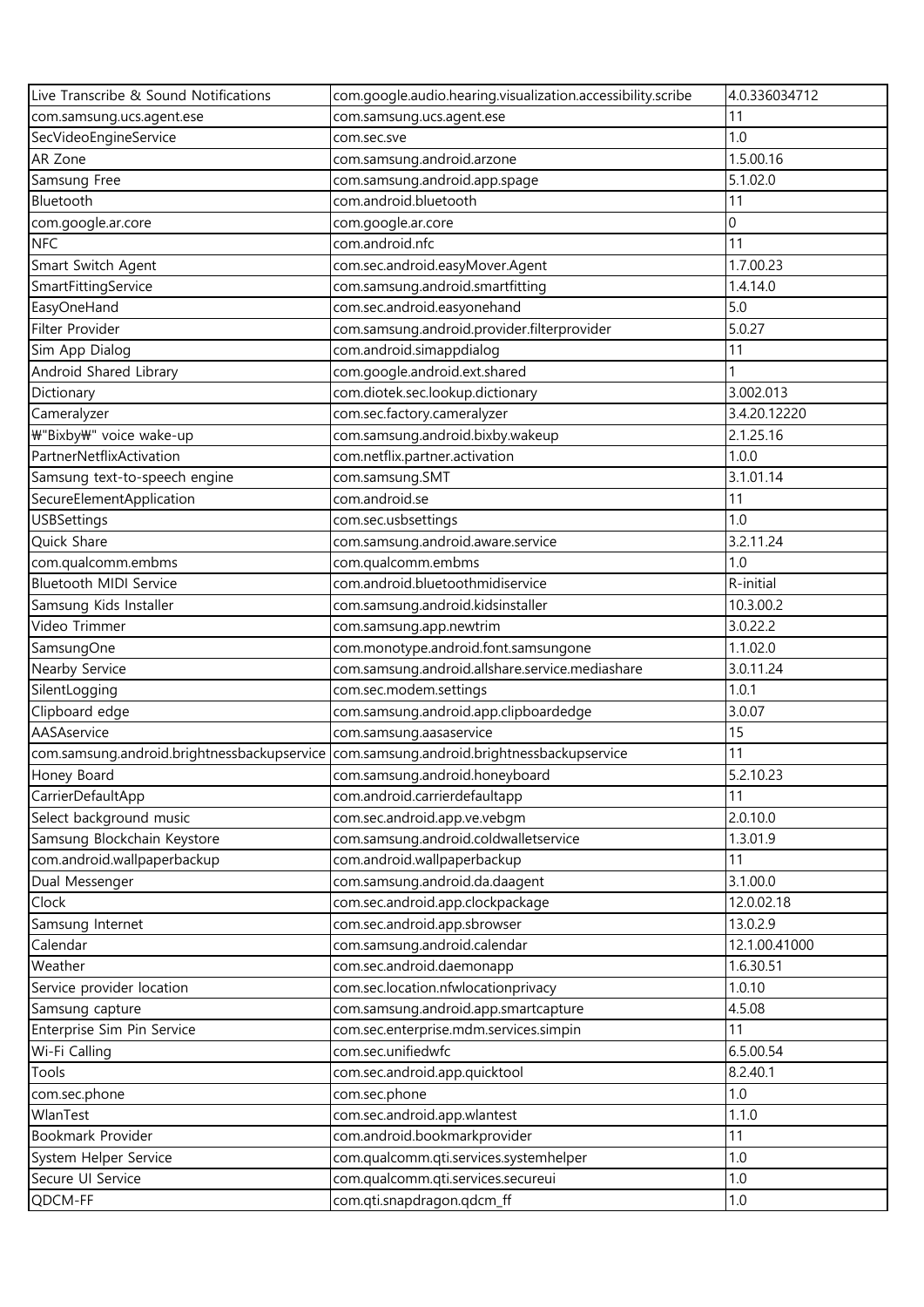| Live Transcribe & Sound Notifications | com.google.audio.hearing.visualization.accessibility.scribe | 4.0.336034712 |
|---|---|---|
| com.samsung.ucs.agent.ese | com.samsung.ucs.agent.ese | 11 |
| SecVideoEngineService | com.sec.sve | 1.0 |
| AR Zone | com.samsung.android.arzone | 1.5.00.16 |
| Samsung Free | com.samsung.android.app.spage | 5.1.02.0 |
| Bluetooth | com.android.bluetooth | 11 |
| com.google.ar.core | com.google.ar.core | 0 |
| NFC | com.android.nfc | 11 |
| Smart Switch Agent | com.sec.android.easyMover.Agent | 1.7.00.23 |
| SmartFittingService | com.samsung.android.smartfitting | 1.4.14.0 |
| EasyOneHand | com.sec.android.easyonehand | 5.0 |
| Filter Provider | com.samsung.android.provider.filterprovider | 5.0.27 |
| Sim App Dialog | com.android.simappdialog | 11 |
| Android Shared Library | com.google.android.ext.shared | 1 |
| Dictionary | com.diotek.sec.lookup.dictionary | 3.002.013 |
| Cameralyzer | com.sec.factory.cameralyzer | 3.4.20.12220 |
| ₩"Bixby₩" voice wake-up | com.samsung.android.bixby.wakeup | 2.1.25.16 |
| PartnerNetflixActivation | com.netflix.partner.activation | 1.0.0 |
| Samsung text-to-speech engine | com.samsung.SMT | 3.1.01.14 |
| SecureElementApplication | com.android.se | 11 |
| USBSettings | com.sec.usbsettings | 1.0 |
| Quick Share | com.samsung.android.aware.service | 3.2.11.24 |
| com.qualcomm.embms | com.qualcomm.embms | 1.0 |
| Bluetooth MIDI Service | com.android.bluetoothmidiservice | R-initial |
| Samsung Kids Installer | com.samsung.android.kidsinstaller | 10.3.00.2 |
| Video Trimmer | com.samsung.app.newtrim | 3.0.22.2 |
| SamsungOne | com.monotype.android.font.samsungone | 1.1.02.0 |
| Nearby Service | com.samsung.android.allshare.service.mediashare | 3.0.11.24 |
| SilentLogging | com.sec.modem.settings | 1.0.1 |
| Clipboard edge | com.samsung.android.app.clipboardedge | 3.0.07 |
| AASAservice | com.samsung.aasaservice | 15 |
| com.samsung.android.brightnessbackupservice | com.samsung.android.brightnessbackupservice | 11 |
| Honey Board | com.samsung.android.honeyboard | 5.2.10.23 |
| CarrierDefaultApp | com.android.carrierdefaultapp | 11 |
| Select background music | com.sec.android.app.ve.vebgm | 2.0.10.0 |
| Samsung Blockchain Keystore | com.samsung.android.coldwalletservice | 1.3.01.9 |
| com.android.wallpaperbackup | com.android.wallpaperbackup | 11 |
| Dual Messenger | com.samsung.android.da.daagent | 3.1.00.0 |
| Clock | com.sec.android.app.clockpackage | 12.0.02.18 |
| Samsung Internet | com.sec.android.app.sbrowser | 13.0.2.9 |
| Calendar | com.samsung.android.calendar | 12.1.00.41000 |
| Weather | com.sec.android.daemonapp | 1.6.30.51 |
| Service provider location | com.sec.location.nfwlocationprivacy | 1.0.10 |
| Samsung capture | com.samsung.android.app.smartcapture | 4.5.08 |
| Enterprise Sim Pin Service | com.sec.enterprise.mdm.services.simpin | 11 |
| Wi-Fi Calling | com.sec.unifiedwfc | 6.5.00.54 |
| Tools | com.sec.android.app.quicktool | 8.2.40.1 |
| com.sec.phone | com.sec.phone | 1.0 |
| WlanTest | com.sec.android.app.wlantest | 1.1.0 |
| Bookmark Provider | com.android.bookmarkprovider | 11 |
| System Helper Service | com.qualcomm.qti.services.systemhelper | 1.0 |
| Secure UI Service | com.qualcomm.qti.services.secureui | 1.0 |
| QDCM-FF | com.qti.snapdragon.qdcm_ff | 1.0 |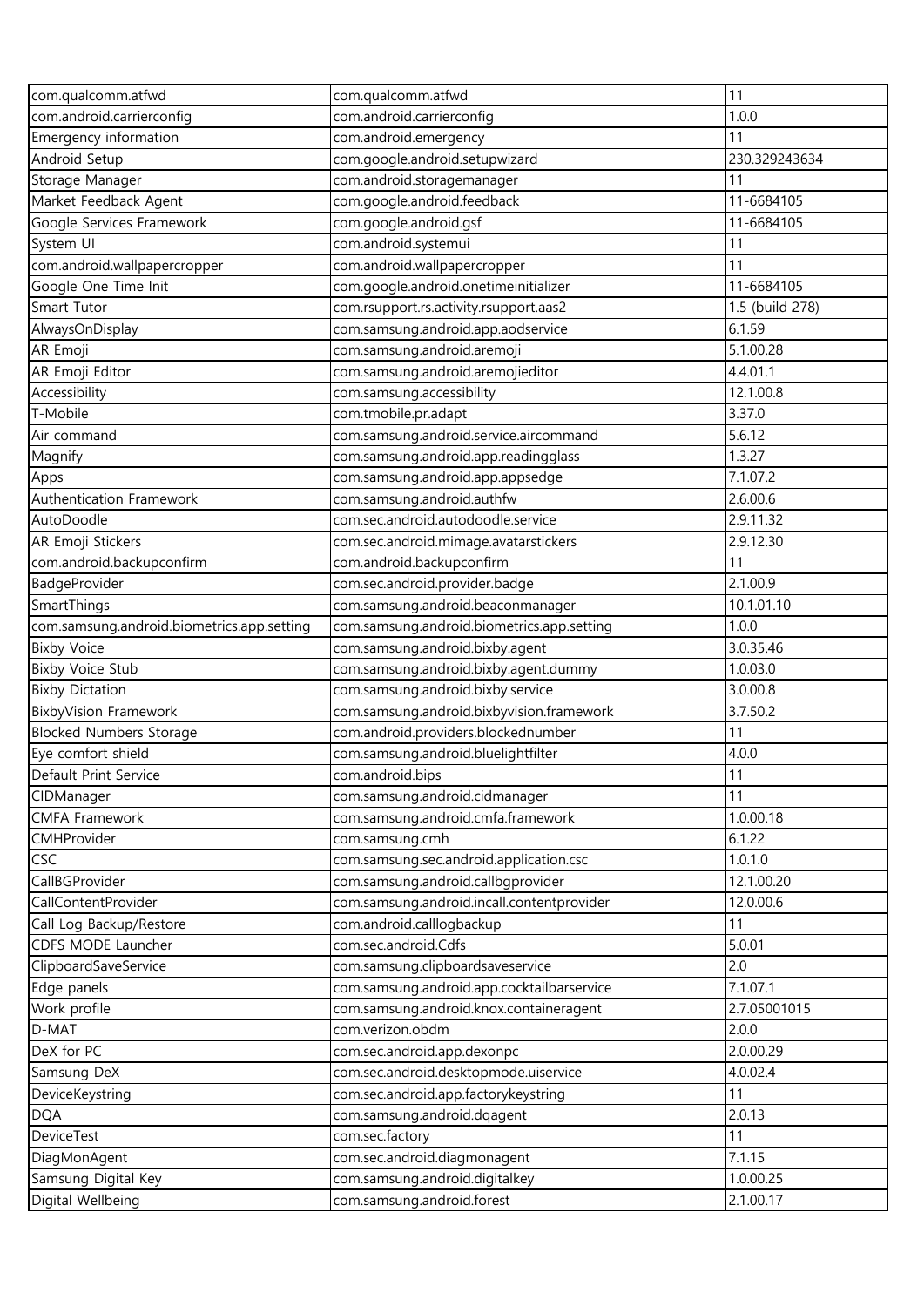| com.qualcomm.atfwd | com.qualcomm.atfwd | 11 |
|---|---|---|
| com.android.carrierconfig | com.android.carrierconfig | 1.0.0 |
| Emergency information | com.android.emergency | 11 |
| Android Setup | com.google.android.setupwizard | 230.329243634 |
| Storage Manager | com.android.storagemanager | 11 |
| Market Feedback Agent | com.google.android.feedback | 11-6684105 |
| Google Services Framework | com.google.android.gsf | 11-6684105 |
| System UI | com.android.systemui | 11 |
| com.android.wallpapercropper | com.android.wallpapercropper | 11 |
| Google One Time Init | com.google.android.onetimeinitializer | 11-6684105 |
| Smart Tutor | com.rsupport.rs.activity.rsupport.aas2 | 1.5 (build 278) |
| AlwaysOnDisplay | com.samsung.android.app.aodservice | 6.1.59 |
| AR Emoji | com.samsung.android.aremoji | 5.1.00.28 |
| AR Emoji Editor | com.samsung.android.aremojieditor | 4.4.01.1 |
| Accessibility | com.samsung.accessibility | 12.1.00.8 |
| T-Mobile | com.tmobile.pr.adapt | 3.37.0 |
| Air command | com.samsung.android.service.aircommand | 5.6.12 |
| Magnify | com.samsung.android.app.readingglass | 1.3.27 |
| Apps | com.samsung.android.app.appsedge | 7.1.07.2 |
| Authentication Framework | com.samsung.android.authfw | 2.6.00.6 |
| AutoDoodle | com.sec.android.autodoodle.service | 2.9.11.32 |
| AR Emoji Stickers | com.sec.android.mimage.avatarstickers | 2.9.12.30 |
| com.android.backupconfirm | com.android.backupconfirm | 11 |
| BadgeProvider | com.sec.android.provider.badge | 2.1.00.9 |
| SmartThings | com.samsung.android.beaconmanager | 10.1.01.10 |
| com.samsung.android.biometrics.app.setting | com.samsung.android.biometrics.app.setting | 1.0.0 |
| Bixby Voice | com.samsung.android.bixby.agent | 3.0.35.46 |
| Bixby Voice Stub | com.samsung.android.bixby.agent.dummy | 1.0.03.0 |
| Bixby Dictation | com.samsung.android.bixby.service | 3.0.00.8 |
| BixbyVision Framework | com.samsung.android.bixbyvision.framework | 3.7.50.2 |
| Blocked Numbers Storage | com.android.providers.blockednumber | 11 |
| Eye comfort shield | com.samsung.android.bluelightfilter | 4.0.0 |
| Default Print Service | com.android.bips | 11 |
| CIDManager | com.samsung.android.cidmanager | 11 |
| CMFA Framework | com.samsung.android.cmfa.framework | 1.0.00.18 |
| CMHProvider | com.samsung.cmh | 6.1.22 |
| CSC | com.samsung.sec.android.application.csc | 1.0.1.0 |
| CallBGProvider | com.samsung.android.callbgprovider | 12.1.00.20 |
| CallContentProvider | com.samsung.android.incall.contentprovider | 12.0.00.6 |
| Call Log Backup/Restore | com.android.calllogbackup | 11 |
| CDFS MODE Launcher | com.sec.android.Cdfs | 5.0.01 |
| ClipboardSaveService | com.samsung.clipboardsaveservice | 2.0 |
| Edge panels | com.samsung.android.app.cocktailbarservice | 7.1.07.1 |
| Work profile | com.samsung.android.knox.containeragent | 2.7.05001015 |
| D-MAT | com.verizon.obdm | 2.0.0 |
| DeX for PC | com.sec.android.app.dexonpc | 2.0.00.29 |
| Samsung DeX | com.sec.android.desktopmode.uiservice | 4.0.02.4 |
| DeviceKeystring | com.sec.android.app.factorykeystring | 11 |
| DQA | com.samsung.android.dqagent | 2.0.13 |
| DeviceTest | com.sec.factory | 11 |
| DiagMonAgent | com.sec.android.diagmonagent | 7.1.15 |
| Samsung Digital Key | com.samsung.android.digitalkey | 1.0.00.25 |
| Digital Wellbeing | com.samsung.android.forest | 2.1.00.17 |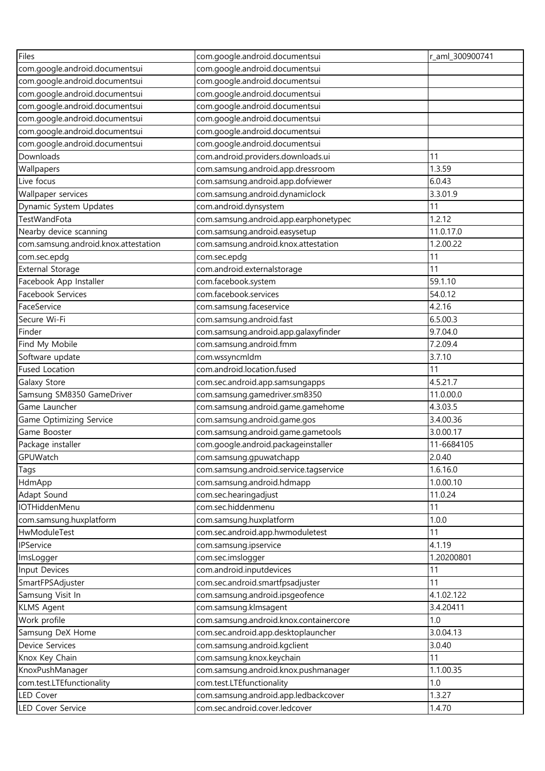| Files | com.google.android.documentsui | r_aml_300900741 |
|---|---|---|
| com.google.android.documentsui | com.google.android.documentsui | |
| com.google.android.documentsui | com.google.android.documentsui | |
| com.google.android.documentsui | com.google.android.documentsui | |
| com.google.android.documentsui | com.google.android.documentsui | |
| com.google.android.documentsui | com.google.android.documentsui | |
| com.google.android.documentsui | com.google.android.documentsui | |
| com.google.android.documentsui | com.google.android.documentsui | |
| Downloads | com.android.providers.downloads.ui | 11 |
| Wallpapers | com.samsung.android.app.dressroom | 1.3.59 |
| Live focus | com.samsung.android.app.dofviewer | 6.0.43 |
| Wallpaper services | com.samsung.android.dynamiclock | 3.3.01.9 |
| Dynamic System Updates | com.android.dynsystem | 11 |
| TestWandFota | com.samsung.android.app.earphonetypec | 1.2.12 |
| Nearby device scanning | com.samsung.android.easysetup | 11.0.17.0 |
| com.samsung.android.knox.attestation | com.samsung.android.knox.attestation | 1.2.00.22 |
| com.sec.epdg | com.sec.epdg | 11 |
| External Storage | com.android.externalstorage | 11 |
| Facebook App Installer | com.facebook.system | 59.1.10 |
| Facebook Services | com.facebook.services | 54.0.12 |
| FaceService | com.samsung.faceservice | 4.2.16 |
| Secure Wi-Fi | com.samsung.android.fast | 6.5.00.3 |
| Finder | com.samsung.android.app.galaxyfinder | 9.7.04.0 |
| Find My Mobile | com.samsung.android.fmm | 7.2.09.4 |
| Software update | com.wssyncmldm | 3.7.10 |
| Fused Location | com.android.location.fused | 11 |
| Galaxy Store | com.sec.android.app.samsungapps | 4.5.21.7 |
| Samsung SM8350 GameDriver | com.samsung.gamedriver.sm8350 | 11.0.00.0 |
| Game Launcher | com.samsung.android.game.gamehome | 4.3.03.5 |
| Game Optimizing Service | com.samsung.android.game.gos | 3.4.00.36 |
| Game Booster | com.samsung.android.game.gametools | 3.0.00.17 |
| Package installer | com.google.android.packageinstaller | 11-6684105 |
| GPUWatch | com.samsung.gpuwatchapp | 2.0.40 |
| Tags | com.samsung.android.service.tagservice | 1.6.16.0 |
| HdmApp | com.samsung.android.hdmapp | 1.0.00.10 |
| Adapt Sound | com.sec.hearingadjust | 11.0.24 |
| IOTHiddenMenu | com.sec.hiddenmenu | 11 |
| com.samsung.huxplatform | com.samsung.huxplatform | 1.0.0 |
| HwModuleTest | com.sec.android.app.hwmoduletest | 11 |
| IPService | com.samsung.ipservice | 4.1.19 |
| ImsLogger | com.sec.imslogger | 1.20200801 |
| Input Devices | com.android.inputdevices | 11 |
| SmartFPSAdjuster | com.sec.android.smartfpsadjuster | 11 |
| Samsung Visit In | com.samsung.android.ipsgeofence | 4.1.02.122 |
| KLMS Agent | com.samsung.klmsagent | 3.4.20411 |
| Work profile | com.samsung.android.knox.containercore | 1.0 |
| Samsung DeX Home | com.sec.android.app.desktoplauncher | 3.0.04.13 |
| Device Services | com.samsung.android.kgclient | 3.0.40 |
| Knox Key Chain | com.samsung.knox.keychain | 11 |
| KnoxPushManager | com.samsung.android.knox.pushmanager | 1.1.00.35 |
| com.test.LTEfunctionality | com.test.LTEfunctionality | 1.0 |
| LED Cover | com.samsung.android.app.ledbackcover | 1.3.27 |
| LED Cover Service | com.sec.android.cover.ledcover | 1.4.70 |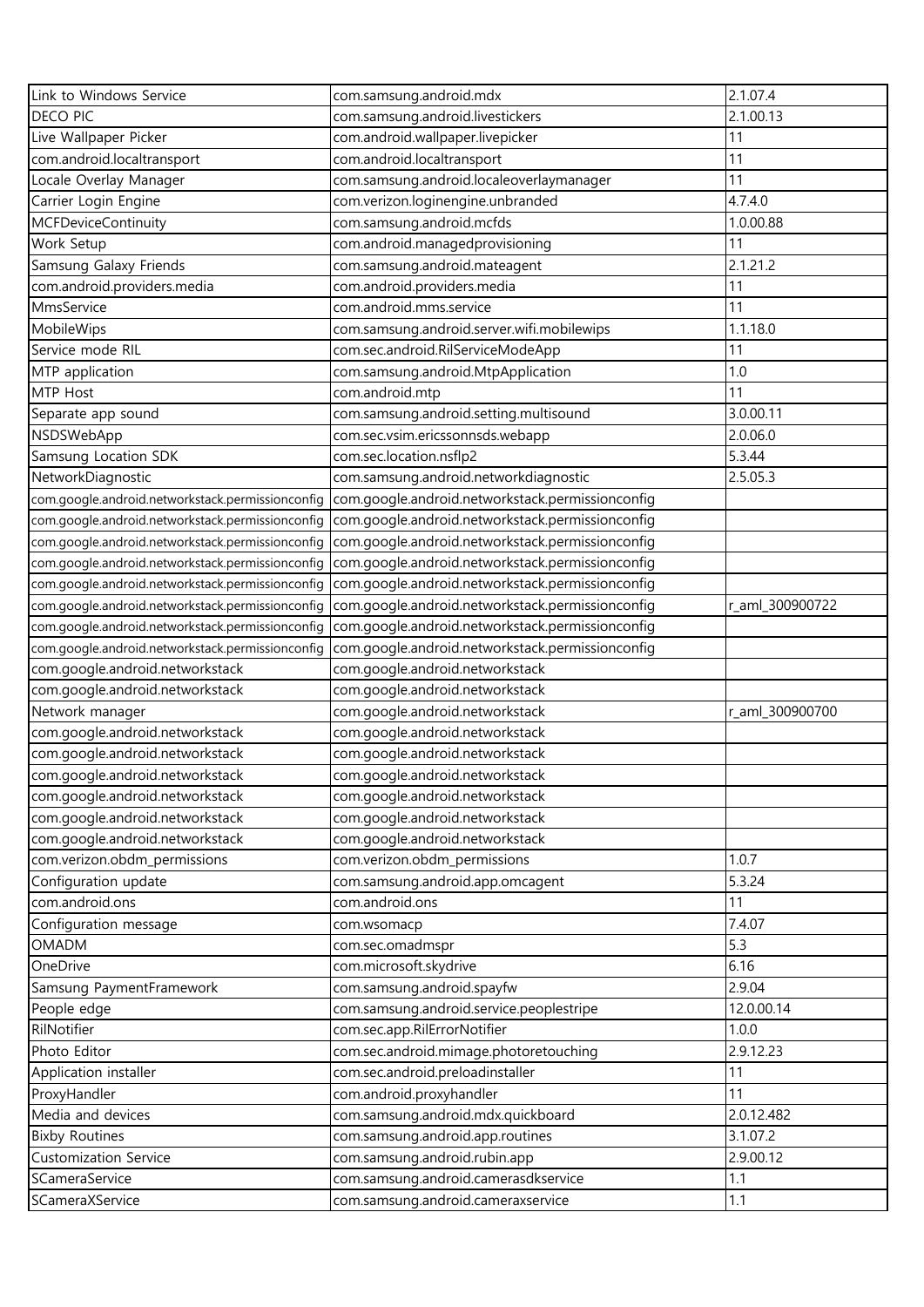| Link to Windows Service | com.samsung.android.mdx | 2.1.07.4 |
|---|---|---|
| DECO PIC | com.samsung.android.livestickers | 2.1.00.13 |
| Live Wallpaper Picker | com.android.wallpaper.livepicker | 11 |
| com.android.localtransport | com.android.localtransport | 11 |
| Locale Overlay Manager | com.samsung.android.localeoverlaymanager | 11 |
| Carrier Login Engine | com.verizon.loginengine.unbranded | 4.7.4.0 |
| MCFDeviceContinuity | com.samsung.android.mcfds | 1.0.00.88 |
| Work Setup | com.android.managedprovisioning | 11 |
| Samsung Galaxy Friends | com.samsung.android.mateagent | 2.1.21.2 |
| com.android.providers.media | com.android.providers.media | 11 |
| MmsService | com.android.mms.service | 11 |
| MobileWips | com.samsung.android.server.wifi.mobilewips | 1.1.18.0 |
| Service mode RIL | com.sec.android.RilServiceModeApp | 11 |
| MTP application | com.samsung.android.MtpApplication | 1.0 |
| MTP Host | com.android.mtp | 11 |
| Separate app sound | com.samsung.android.setting.multisound | 3.0.00.11 |
| NSDSWebApp | com.sec.vsim.ericssonnsds.webapp | 2.0.06.0 |
| Samsung Location SDK | com.sec.location.nsflp2 | 5.3.44 |
| NetworkDiagnostic | com.samsung.android.networkdiagnostic | 2.5.05.3 |
| com.google.android.networkstack.permissionconfig | com.google.android.networkstack.permissionconfig | |
| com.google.android.networkstack.permissionconfig | com.google.android.networkstack.permissionconfig | |
| com.google.android.networkstack.permissionconfig | com.google.android.networkstack.permissionconfig | |
| com.google.android.networkstack.permissionconfig | com.google.android.networkstack.permissionconfig | |
| com.google.android.networkstack.permissionconfig | com.google.android.networkstack.permissionconfig | |
| com.google.android.networkstack.permissionconfig | com.google.android.networkstack.permissionconfig | r_aml_300900722 |
| com.google.android.networkstack.permissionconfig | com.google.android.networkstack.permissionconfig | |
| com.google.android.networkstack.permissionconfig | com.google.android.networkstack.permissionconfig | |
| com.google.android.networkstack | com.google.android.networkstack | |
| com.google.android.networkstack | com.google.android.networkstack | |
| Network manager | com.google.android.networkstack | r_aml_300900700 |
| com.google.android.networkstack | com.google.android.networkstack | |
| com.google.android.networkstack | com.google.android.networkstack | |
| com.google.android.networkstack | com.google.android.networkstack | |
| com.google.android.networkstack | com.google.android.networkstack | |
| com.google.android.networkstack | com.google.android.networkstack | |
| com.google.android.networkstack | com.google.android.networkstack | |
| com.verizon.obdm_permissions | com.verizon.obdm_permissions | 1.0.7 |
| Configuration update | com.samsung.android.app.omcagent | 5.3.24 |
| com.android.ons | com.android.ons | 11 |
| Configuration message | com.wsomacp | 7.4.07 |
| OMADM | com.sec.omadmspr | 5.3 |
| OneDrive | com.microsoft.skydrive | 6.16 |
| Samsung PaymentFramework | com.samsung.android.spayfw | 2.9.04 |
| People edge | com.samsung.android.service.peoplestripe | 12.0.00.14 |
| RilNotifier | com.sec.app.RilErrorNotifier | 1.0.0 |
| Photo Editor | com.sec.android.mimage.photoretouching | 2.9.12.23 |
| Application installer | com.sec.android.preloadinstaller | 11 |
| ProxyHandler | com.android.proxyhandler | 11 |
| Media and devices | com.samsung.android.mdx.quickboard | 2.0.12.482 |
| Bixby Routines | com.samsung.android.app.routines | 3.1.07.2 |
| Customization Service | com.samsung.android.rubin.app | 2.9.00.12 |
| SCameraService | com.samsung.android.camerasdkservice | 1.1 |
| SCameraXService | com.samsung.android.cameraxservice | 1.1 |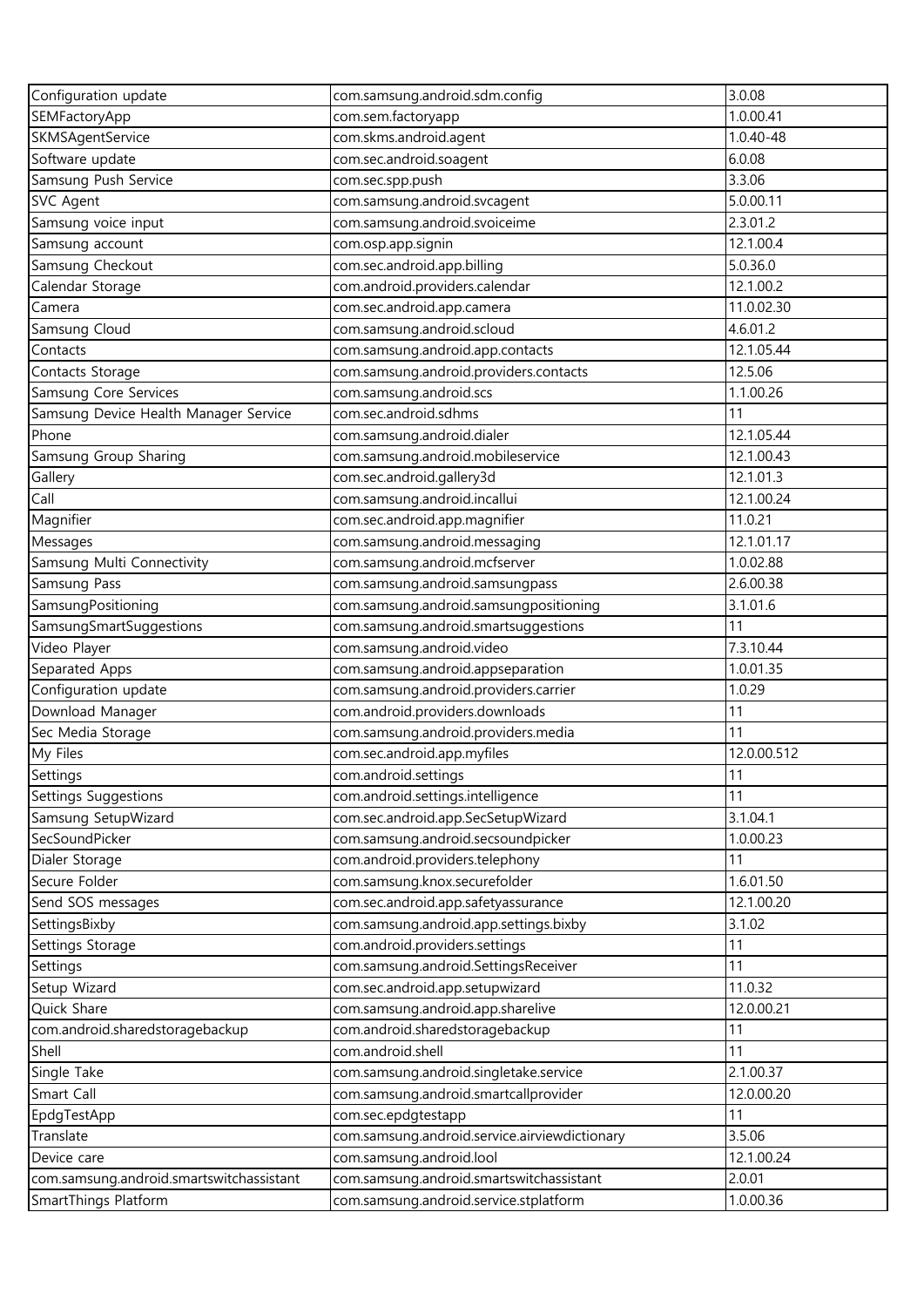| Configuration update | com.samsung.android.sdm.config | 3.0.08 |
|---|---|---|
| SEMFactoryApp | com.sem.factoryapp | 1.0.00.41 |
| SKMSAgentService | com.skms.android.agent | 1.0.40-48 |
| Software update | com.sec.android.soagent | 6.0.08 |
| Samsung Push Service | com.sec.spp.push | 3.3.06 |
| SVC Agent | com.samsung.android.svcagent | 5.0.00.11 |
| Samsung voice input | com.samsung.android.svoiceime | 2.3.01.2 |
| Samsung account | com.osp.app.signin | 12.1.00.4 |
| Samsung Checkout | com.sec.android.app.billing | 5.0.36.0 |
| Calendar Storage | com.android.providers.calendar | 12.1.00.2 |
| Camera | com.sec.android.app.camera | 11.0.02.30 |
| Samsung Cloud | com.samsung.android.scloud | 4.6.01.2 |
| Contacts | com.samsung.android.app.contacts | 12.1.05.44 |
| Contacts Storage | com.samsung.android.providers.contacts | 12.5.06 |
| Samsung Core Services | com.samsung.android.scs | 1.1.00.26 |
| Samsung Device Health Manager Service | com.sec.android.sdhms | 11 |
| Phone | com.samsung.android.dialer | 12.1.05.44 |
| Samsung Group Sharing | com.samsung.android.mobileservice | 12.1.00.43 |
| Gallery | com.sec.android.gallery3d | 12.1.01.3 |
| Call | com.samsung.android.incallui | 12.1.00.24 |
| Magnifier | com.sec.android.app.magnifier | 11.0.21 |
| Messages | com.samsung.android.messaging | 12.1.01.17 |
| Samsung Multi Connectivity | com.samsung.android.mcfserver | 1.0.02.88 |
| Samsung Pass | com.samsung.android.samsungpass | 2.6.00.38 |
| SamsungPositioning | com.samsung.android.samsungpositioning | 3.1.01.6 |
| SamsungSmartSuggestions | com.samsung.android.smartsuggestions | 11 |
| Video Player | com.samsung.android.video | 7.3.10.44 |
| Separated Apps | com.samsung.android.appseparation | 1.0.01.35 |
| Configuration update | com.samsung.android.providers.carrier | 1.0.29 |
| Download Manager | com.android.providers.downloads | 11 |
| Sec Media Storage | com.samsung.android.providers.media | 11 |
| My Files | com.sec.android.app.myfiles | 12.0.00.512 |
| Settings | com.android.settings | 11 |
| Settings Suggestions | com.android.settings.intelligence | 11 |
| Samsung SetupWizard | com.sec.android.app.SecSetupWizard | 3.1.04.1 |
| SecSoundPicker | com.samsung.android.secsoundpicker | 1.0.00.23 |
| Dialer Storage | com.android.providers.telephony | 11 |
| Secure Folder | com.samsung.knox.securefolder | 1.6.01.50 |
| Send SOS messages | com.sec.android.app.safetyassurance | 12.1.00.20 |
| SettingsBixby | com.samsung.android.app.settings.bixby | 3.1.02 |
| Settings Storage | com.android.providers.settings | 11 |
| Settings | com.samsung.android.SettingsReceiver | 11 |
| Setup Wizard | com.sec.android.app.setupwizard | 11.0.32 |
| Quick Share | com.samsung.android.app.sharelive | 12.0.00.21 |
| com.android.sharedstoragebackup | com.android.sharedstoragebackup | 11 |
| Shell | com.android.shell | 11 |
| Single Take | com.samsung.android.singletake.service | 2.1.00.37 |
| Smart Call | com.samsung.android.smartcallprovider | 12.0.00.20 |
| EpdgTestApp | com.sec.epdgtestapp | 11 |
| Translate | com.samsung.android.service.airviewdictionary | 3.5.06 |
| Device care | com.samsung.android.lool | 12.1.00.24 |
| com.samsung.android.smartswitchassistant | com.samsung.android.smartswitchassistant | 2.0.01 |
| SmartThings Platform | com.samsung.android.service.stplatform | 1.0.00.36 |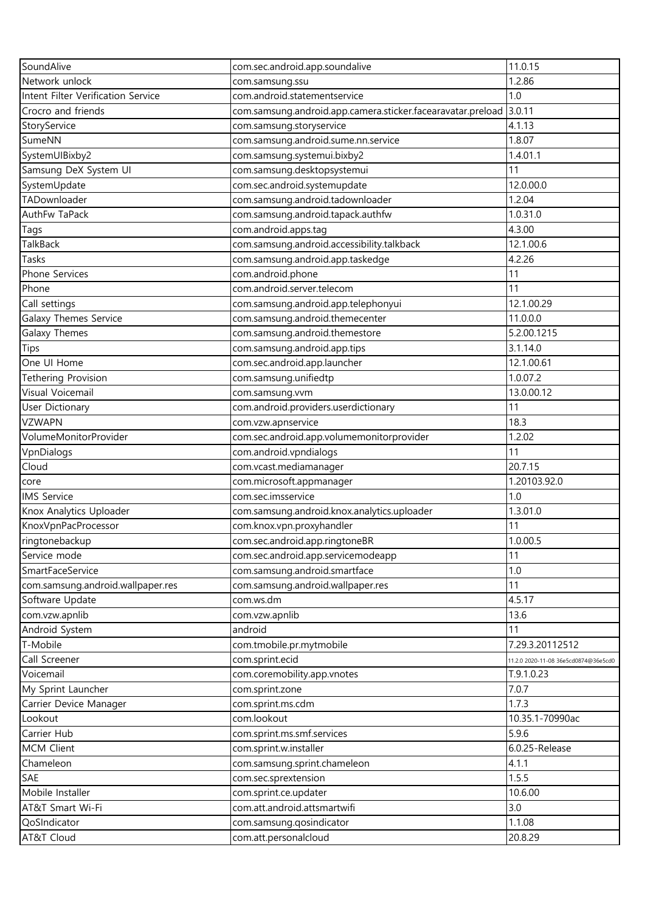| SoundAlive | com.sec.android.app.soundalive | 11.0.15 |
|---|---|---|
| Network unlock | com.samsung.ssu | 1.2.86 |
| Intent Filter Verification Service | com.android.statementservice | 1.0 |
| Crocro and friends | com.samsung.android.app.camera.sticker.facearavatar.preload | 3.0.11 |
| StoryService | com.samsung.storyservice | 4.1.13 |
| SumeNN | com.samsung.android.sume.nn.service | 1.8.07 |
| SystemUIBixby2 | com.samsung.systemui.bixby2 | 1.4.01.1 |
| Samsung DeX System UI | com.samsung.desktopsystemui | 11 |
| SystemUpdate | com.sec.android.systemupdate | 12.0.00.0 |
| TADownloader | com.samsung.android.tadownloader | 1.2.04 |
| AuthFw TaPack | com.samsung.android.tapack.authfw | 1.0.31.0 |
| Tags | com.android.apps.tag | 4.3.00 |
| TalkBack | com.samsung.android.accessibility.talkback | 12.1.00.6 |
| Tasks | com.samsung.android.app.taskedge | 4.2.26 |
| Phone Services | com.android.phone | 11 |
| Phone | com.android.server.telecom | 11 |
| Call settings | com.samsung.android.app.telephonyui | 12.1.00.29 |
| Galaxy Themes Service | com.samsung.android.themecenter | 11.0.0.0 |
| Galaxy Themes | com.samsung.android.themestore | 5.2.00.1215 |
| Tips | com.samsung.android.app.tips | 3.1.14.0 |
| One UI Home | com.sec.android.app.launcher | 12.1.00.61 |
| Tethering Provision | com.samsung.unifiedtp | 1.0.07.2 |
| Visual Voicemail | com.samsung.vvm | 13.0.00.12 |
| User Dictionary | com.android.providers.userdictionary | 11 |
| VZWAPN | com.vzw.apnservice | 18.3 |
| VolumeMonitorProvider | com.sec.android.app.volumemonitorprovider | 1.2.02 |
| VpnDialogs | com.android.vpndialogs | 11 |
| Cloud | com.vcast.mediamanager | 20.7.15 |
| core | com.microsoft.appmanager | 1.20103.92.0 |
| IMS Service | com.sec.imsservice | 1.0 |
| Knox Analytics Uploader | com.samsung.android.knox.analytics.uploader | 1.3.01.0 |
| KnoxVpnPacProcessor | com.knox.vpn.proxyhandler | 11 |
| ringtonebackup | com.sec.android.app.ringtoneBR | 1.0.00.5 |
| Service mode | com.sec.android.app.servicemodeapp | 11 |
| SmartFaceService | com.samsung.android.smartface | 1.0 |
| com.samsung.android.wallpaper.res | com.samsung.android.wallpaper.res | 11 |
| Software Update | com.ws.dm | 4.5.17 |
| com.vzw.apnlib | com.vzw.apnlib | 13.6 |
| Android System | android | 11 |
| T-Mobile | com.tmobile.pr.mytmobile | 7.29.3.20112512 |
| Call Screener | com.sprint.ecid | 11.2.0 2020-11-08 36e5cd0874@36e5cd0 |
| Voicemail | com.coremobility.app.vnotes | T.9.1.0.23 |
| My Sprint Launcher | com.sprint.zone | 7.0.7 |
| Carrier Device Manager | com.sprint.ms.cdm | 1.7.3 |
| Lookout | com.lookout | 10.35.1-70990ac |
| Carrier Hub | com.sprint.ms.smf.services | 5.9.6 |
| MCM Client | com.sprint.w.installer | 6.0.25-Release |
| Chameleon | com.samsung.sprint.chameleon | 4.1.1 |
| SAE | com.sec.sprextension | 1.5.5 |
| Mobile Installer | com.sprint.ce.updater | 10.6.00 |
| AT&T Smart Wi-Fi | com.att.android.attsmartwifi | 3.0 |
| QoSIndicator | com.samsung.qosindicator | 1.1.08 |
| AT&T Cloud | com.att.personalcloud | 20.8.29 |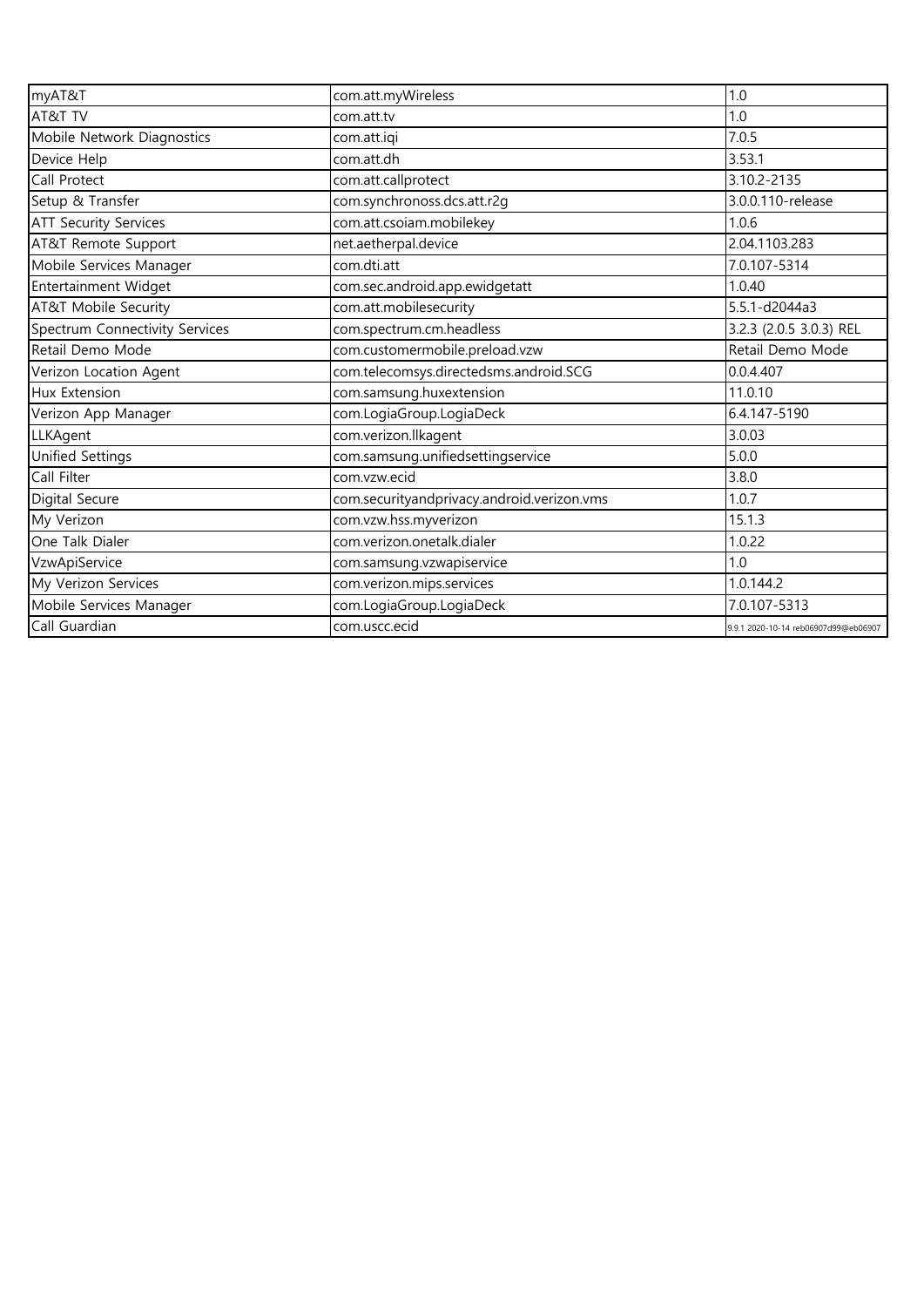| | | |
|---|---|---|
| myAT&T | com.att.myWireless | 1.0 |
| AT&T TV | com.att.tv | 1.0 |
| Mobile Network Diagnostics | com.att.iqi | 7.0.5 |
| Device Help | com.att.dh | 3.53.1 |
| Call Protect | com.att.callprotect | 3.10.2-2135 |
| Setup & Transfer | com.synchronoss.dcs.att.r2g | 3.0.0.110-release |
| ATT Security Services | com.att.csoiam.mobilekey | 1.0.6 |
| AT&T Remote Support | net.aetherpal.device | 2.04.1103.283 |
| Mobile Services Manager | com.dti.att | 7.0.107-5314 |
| Entertainment Widget | com.sec.android.app.ewidgetatt | 1.0.40 |
| AT&T Mobile Security | com.att.mobilesecurity | 5.5.1-d2044a3 |
| Spectrum Connectivity Services | com.spectrum.cm.headless | 3.2.3 (2.0.5 3.0.3) REL |
| Retail Demo Mode | com.customermobile.preload.vzw | Retail Demo Mode |
| Verizon Location Agent | com.telecomsys.directedsms.android.SCG | 0.0.4.407 |
| Hux Extension | com.samsung.huxextension | 11.0.10 |
| Verizon App Manager | com.LogiaGroup.LogiaDeck | 6.4.147-5190 |
| LLKAgent | com.verizon.llkagent | 3.0.03 |
| Unified Settings | com.samsung.unifiedsettingservice | 5.0.0 |
| Call Filter | com.vzw.ecid | 3.8.0 |
| Digital Secure | com.securityandprivacy.android.verizon.vms | 1.0.7 |
| My Verizon | com.vzw.hss.myverizon | 15.1.3 |
| One Talk Dialer | com.verizon.onetalk.dialer | 1.0.22 |
| VzwApiService | com.samsung.vzwapiservice | 1.0 |
| My Verizon Services | com.verizon.mips.services | 1.0.144.2 |
| Mobile Services Manager | com.LogiaGroup.LogiaDeck | 7.0.107-5313 |
| Call Guardian | com.uscc.ecid | 9.9.1 2020-10-14 reb06907d99@eb06907 |